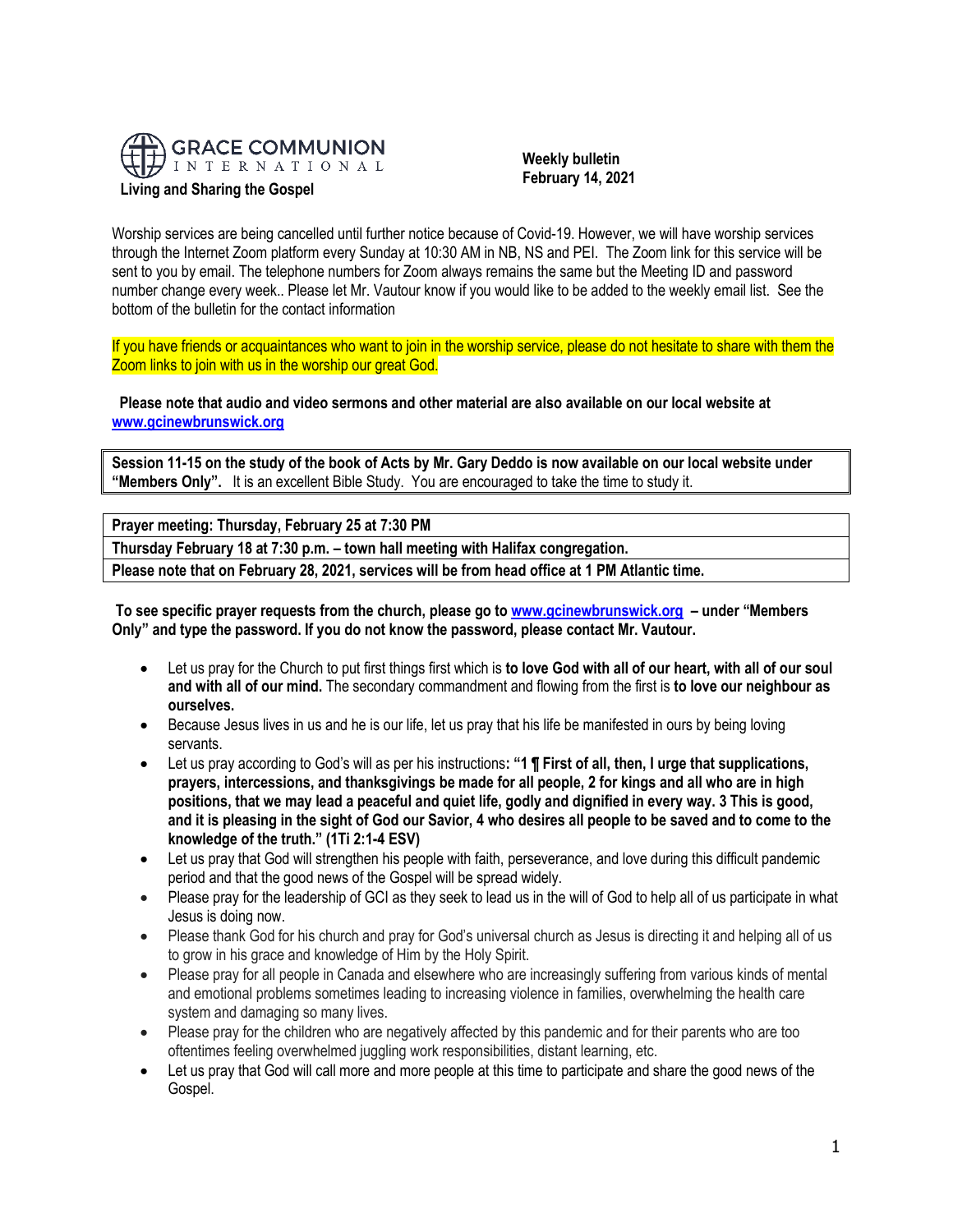GRACE COMMUNION INTERNATIONAL

**Living and Sharing the Gospel**

**Weekly bulletin**
**February 14, 2021**

Worship services are being cancelled until further notice because of Covid-19. However, we will have worship services through the Internet Zoom platform every Sunday at 10:30 AM in NB, NS and PEI. The Zoom link for this service will be sent to you by email. The telephone numbers for Zoom always remains the same but the Meeting ID and password number change every week.. Please let Mr. Vautour know if you would like to be added to the weekly email list. See the bottom of the bulletin for the contact information

If you have friends or acquaintances who want to join in the worship service, please do not hesitate to share with them the Zoom links to join with us in the worship our great God.

**Please note that audio and video sermons and other material are also available on our local website at [www.gcinewbrunswick.org](http://www.gcinewbrunswick.org)**

**Session 11-15 on the study of the book of Acts by Mr. Gary Deddo is now available on our local website under "Members Only".** It is an excellent Bible Study. You are encouraged to take the time to study it.

**Prayer meeting: Thursday, February 25 at 7:30 PM**

**Thursday February 18 at 7:30 p.m. – town hall meeting with Halifax congregation.**

**Please note that on February 28, 2021, services will be from head office at 1 PM Atlantic time.**

**To see specific prayer requests from the church, please go to [www.gcinewbrunswick.org](http://www.gcinewbrunswick.org) – under "Members Only" and type the password. If you do not know the password, please contact Mr. Vautour.**

- Let us pray for the Church to put first things first which is **to love God with all of our heart, with all of our soul and with all of our mind.** The secondary commandment and flowing from the first is **to love our neighbour as ourselves.**
- Because Jesus lives in us and he is our life, let us pray that his life be manifested in ours by being loving servants.
- Let us pray according to God's will as per his instructions**: "1 ¶ First of all, then, I urge that supplications, prayers, intercessions, and thanksgivings be made for all people, 2 for kings and all who are in high positions, that we may lead a peaceful and quiet life, godly and dignified in every way. 3 This is good, and it is pleasing in the sight of God our Savior, 4 who desires all people to be saved and to come to the knowledge of the truth." (1Ti 2:1-4 ESV)**
- Let us pray that God will strengthen his people with faith, perseverance, and love during this difficult pandemic period and that the good news of the Gospel will be spread widely.
- Please pray for the leadership of GCI as they seek to lead us in the will of God to help all of us participate in what Jesus is doing now.
- Please thank God for his church and pray for God's universal church as Jesus is directing it and helping all of us to grow in his grace and knowledge of Him by the Holy Spirit.
- Please pray for all people in Canada and elsewhere who are increasingly suffering from various kinds of mental and emotional problems sometimes leading to increasing violence in families, overwhelming the health care system and damaging so many lives.
- Please pray for the children who are negatively affected by this pandemic and for their parents who are too oftentimes feeling overwhelmed juggling work responsibilities, distant learning, etc.
- Let us pray that God will call more and more people at this time to participate and share the good news of the Gospel.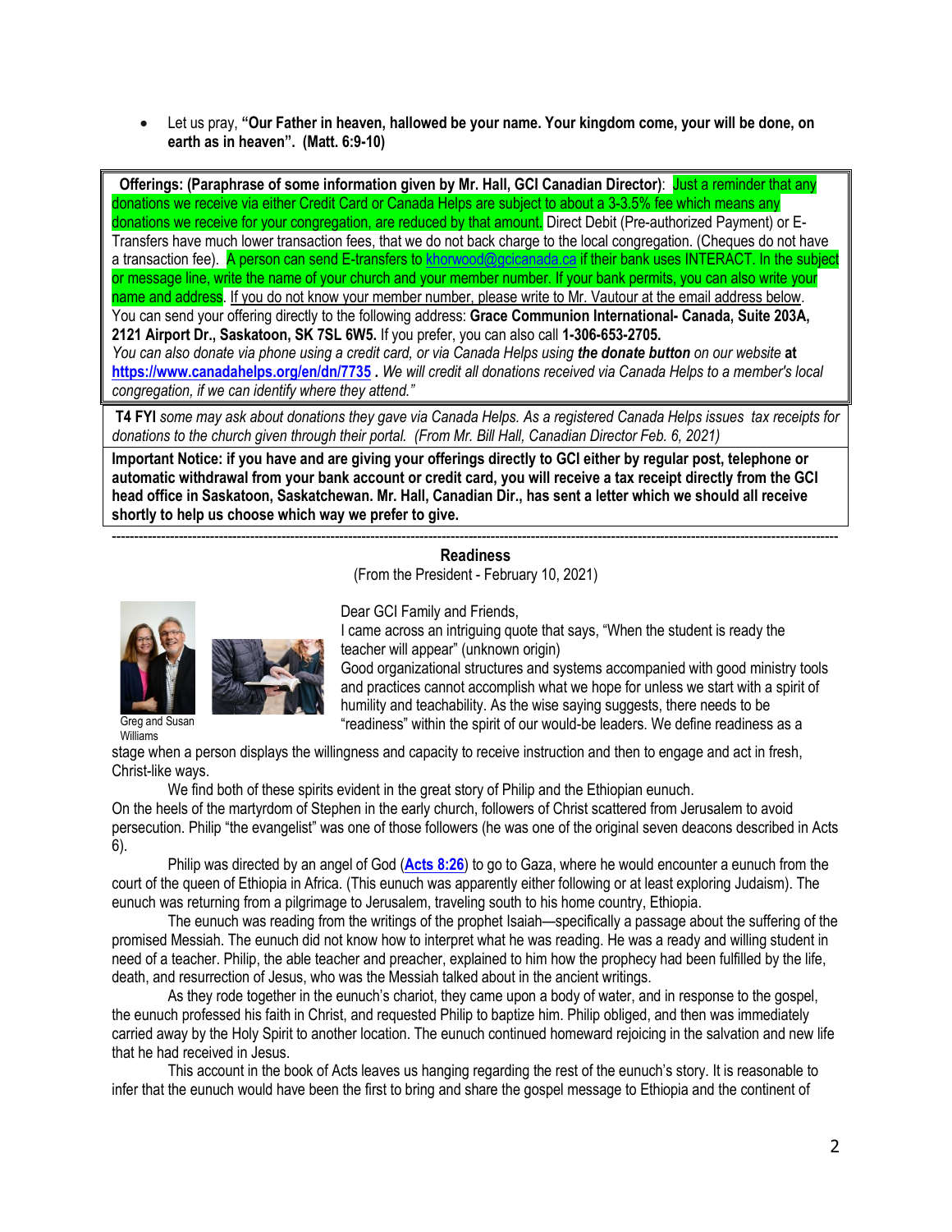- Let us pray, **"Our Father in heaven, hallowed be your name. Your kingdom come, your will be done, on earth as in heaven". (Matt. 6:9-10)**

**Offerings: (Paraphrase of some information given by Mr. Hall, GCI Canadian Director)**: Just a reminder that any donations we receive via either Credit Card or Canada Helps are subject to about a 3-3.5% fee which means any donations we receive for your congregation, are reduced by that amount. Direct Debit (Pre-authorized Payment) or E-Transfers have much lower transaction fees, that we do not back charge to the local congregation. (Cheques do not have a transaction fee). A person can send E-transfers to khorwood@gcicanada.ca if their bank uses INTERACT. In the subject or message line, write the name of your church and your member number. If your bank permits, you can also write your name and address. If you do not know your member number, please write to Mr. Vautour at the email address below. You can send your offering directly to the following address: **Grace Communion International- Canada, Suite 203A, 2121 Airport Dr., Saskatoon, SK 7SL 6W5.** If you prefer, you can also call **1-306-653-2705.**
*You can also donate via phone using a credit card, or via Canada Helps using **the donate button** on our website* **at https://www.canadahelps.org/en/dn/7735 .** *We will credit all donations received via Canada Helps to a member's local congregation, if we can identify where they attend."*

**T4 FYI** *some may ask about donations they gave via Canada Helps. As a registered Canada Helps issues tax receipts for donations to the church given through their portal. (From Mr. Bill Hall, Canadian Director Feb. 6, 2021)*

**Important Notice: if you have and are giving your offerings directly to GCI either by regular post, telephone or automatic withdrawal from your bank account or credit card, you will receive a tax receipt directly from the GCI head office in Saskatoon, Saskatchewan. Mr. Hall, Canadian Dir., has sent a letter which we should all receive shortly to help us choose which way we prefer to give.**

---

## Readiness

(From the President - February 10, 2021)

Greg and Susan Williams

Dear GCI Family and Friends,

I came across an intriguing quote that says, "When the student is ready the teacher will appear" (unknown origin)

Good organizational structures and systems accompanied with good ministry tools and practices cannot accomplish what we hope for unless we start with a spirit of humility and teachability. As the wise saying suggests, there needs to be "readiness" within the spirit of our would-be leaders. We define readiness as a stage when a person displays the willingness and capacity to receive instruction and then to engage and act in fresh, Christ-like ways.

We find both of these spirits evident in the great story of Philip and the Ethiopian eunuch.

On the heels of the martyrdom of Stephen in the early church, followers of Christ scattered from Jerusalem to avoid persecution. Philip "the evangelist" was one of those followers (he was one of the original seven deacons described in Acts 6).

Philip was directed by an angel of God (**Acts 8:26**) to go to Gaza, where he would encounter a eunuch from the court of the queen of Ethiopia in Africa. (This eunuch was apparently either following or at least exploring Judaism). The eunuch was returning from a pilgrimage to Jerusalem, traveling south to his home country, Ethiopia.

The eunuch was reading from the writings of the prophet Isaiah—specifically a passage about the suffering of the promised Messiah. The eunuch did not know how to interpret what he was reading. He was a ready and willing student in need of a teacher. Philip, the able teacher and preacher, explained to him how the prophecy had been fulfilled by the life, death, and resurrection of Jesus, who was the Messiah talked about in the ancient writings.

As they rode together in the eunuch's chariot, they came upon a body of water, and in response to the gospel, the eunuch professed his faith in Christ, and requested Philip to baptize him. Philip obliged, and then was immediately carried away by the Holy Spirit to another location. The eunuch continued homeward rejoicing in the salvation and new life that he had received in Jesus.

This account in the book of Acts leaves us hanging regarding the rest of the eunuch's story. It is reasonable to infer that the eunuch would have been the first to bring and share the gospel message to Ethiopia and the continent of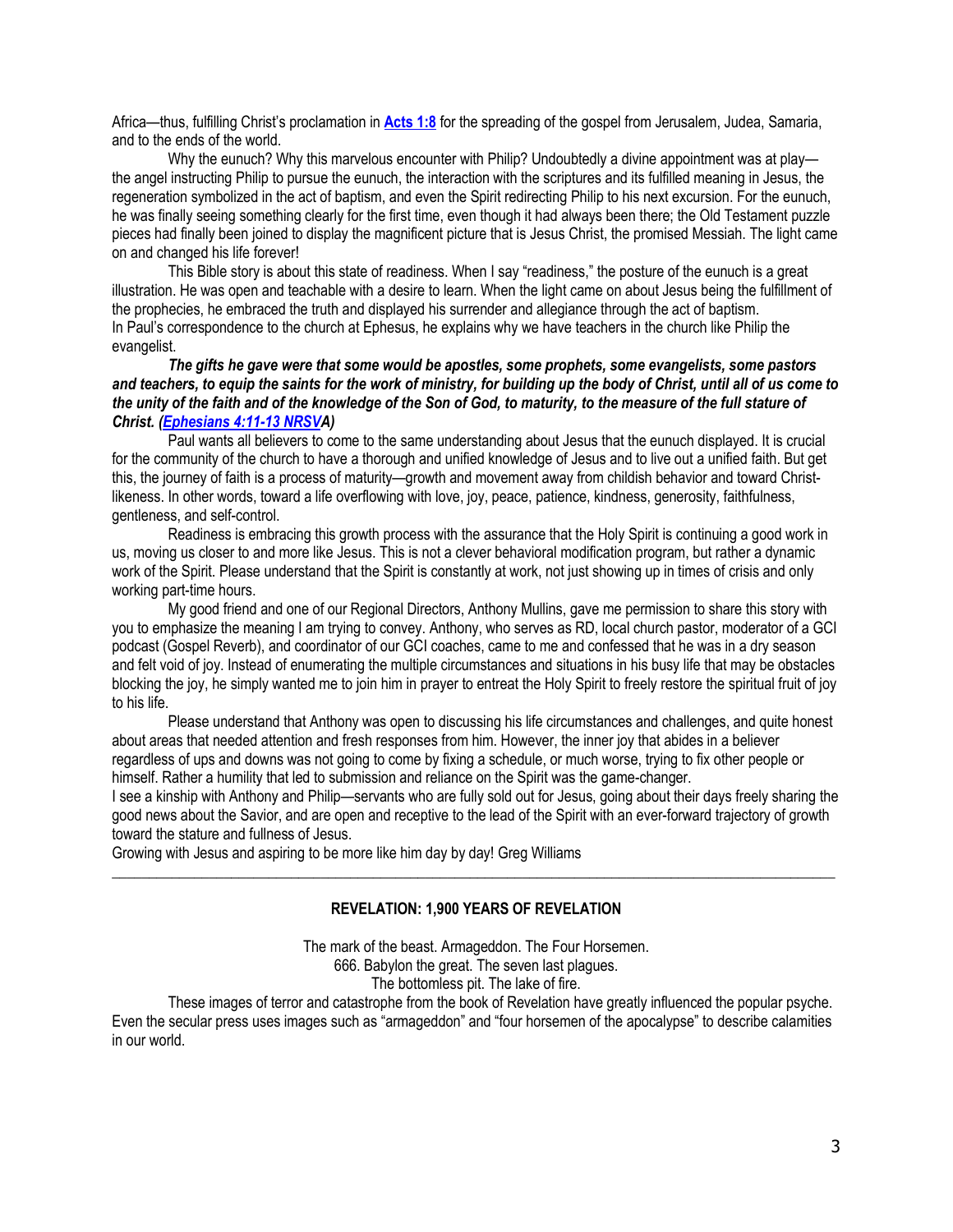Africa—thus, fulfilling Christ's proclamation in **[Acts 1:8](#)** for the spreading of the gospel from Jerusalem, Judea, Samaria, and to the ends of the world.

Why the eunuch? Why this marvelous encounter with Philip? Undoubtedly a divine appointment was at play—the angel instructing Philip to pursue the eunuch, the interaction with the scriptures and its fulfilled meaning in Jesus, the regeneration symbolized in the act of baptism, and even the Spirit redirecting Philip to his next excursion. For the eunuch, he was finally seeing something clearly for the first time, even though it had always been there; the Old Testament puzzle pieces had finally been joined to display the magnificent picture that is Jesus Christ, the promised Messiah. The light came on and changed his life forever!

This Bible story is about this state of readiness. When I say "readiness," the posture of the eunuch is a great illustration. He was open and teachable with a desire to learn. When the light came on about Jesus being the fulfillment of the prophecies, he embraced the truth and displayed his surrender and allegiance through the act of baptism.
In Paul's correspondence to the church at Ephesus, he explains why we have teachers in the church like Philip the evangelist.

***The gifts he gave were that some would be apostles, some prophets, some evangelists, some pastors and teachers, to equip the saints for the work of ministry, for building up the body of Christ, until all of us come to the unity of the faith and of the knowledge of the Son of God, to maturity, to the measure of the full stature of Christ. ([Ephesians 4:11-13 NRSV](#)A)***

Paul wants all believers to come to the same understanding about Jesus that the eunuch displayed. It is crucial for the community of the church to have a thorough and unified knowledge of Jesus and to live out a unified faith. But get this, the journey of faith is a process of maturity—growth and movement away from childish behavior and toward Christ-likeness. In other words, toward a life overflowing with love, joy, peace, patience, kindness, generosity, faithfulness, gentleness, and self-control.

Readiness is embracing this growth process with the assurance that the Holy Spirit is continuing a good work in us, moving us closer to and more like Jesus. This is not a clever behavioral modification program, but rather a dynamic work of the Spirit. Please understand that the Spirit is constantly at work, not just showing up in times of crisis and only working part-time hours.

My good friend and one of our Regional Directors, Anthony Mullins, gave me permission to share this story with you to emphasize the meaning I am trying to convey. Anthony, who serves as RD, local church pastor, moderator of a GCI podcast (Gospel Reverb), and coordinator of our GCI coaches, came to me and confessed that he was in a dry season and felt void of joy. Instead of enumerating the multiple circumstances and situations in his busy life that may be obstacles blocking the joy, he simply wanted me to join him in prayer to entreat the Holy Spirit to freely restore the spiritual fruit of joy to his life.

Please understand that Anthony was open to discussing his life circumstances and challenges, and quite honest about areas that needed attention and fresh responses from him. However, the inner joy that abides in a believer regardless of ups and downs was not going to come by fixing a schedule, or much worse, trying to fix other people or himself. Rather a humility that led to submission and reliance on the Spirit was the game-changer.
I see a kinship with Anthony and Philip—servants who are fully sold out for Jesus, going about their days freely sharing the good news about the Savior, and are open and receptive to the lead of the Spirit with an ever-forward trajectory of growth toward the stature and fullness of Jesus.
Growing with Jesus and aspiring to be more like him day by day! Greg Williams

---

## REVELATION: 1,900 YEARS OF REVELATION

The mark of the beast. Armageddon. The Four Horsemen.
666. Babylon the great. The seven last plagues.
The bottomless pit. The lake of fire.

These images of terror and catastrophe from the book of Revelation have greatly influenced the popular psyche. Even the secular press uses images such as "armageddon" and "four horsemen of the apocalypse" to describe calamities in our world.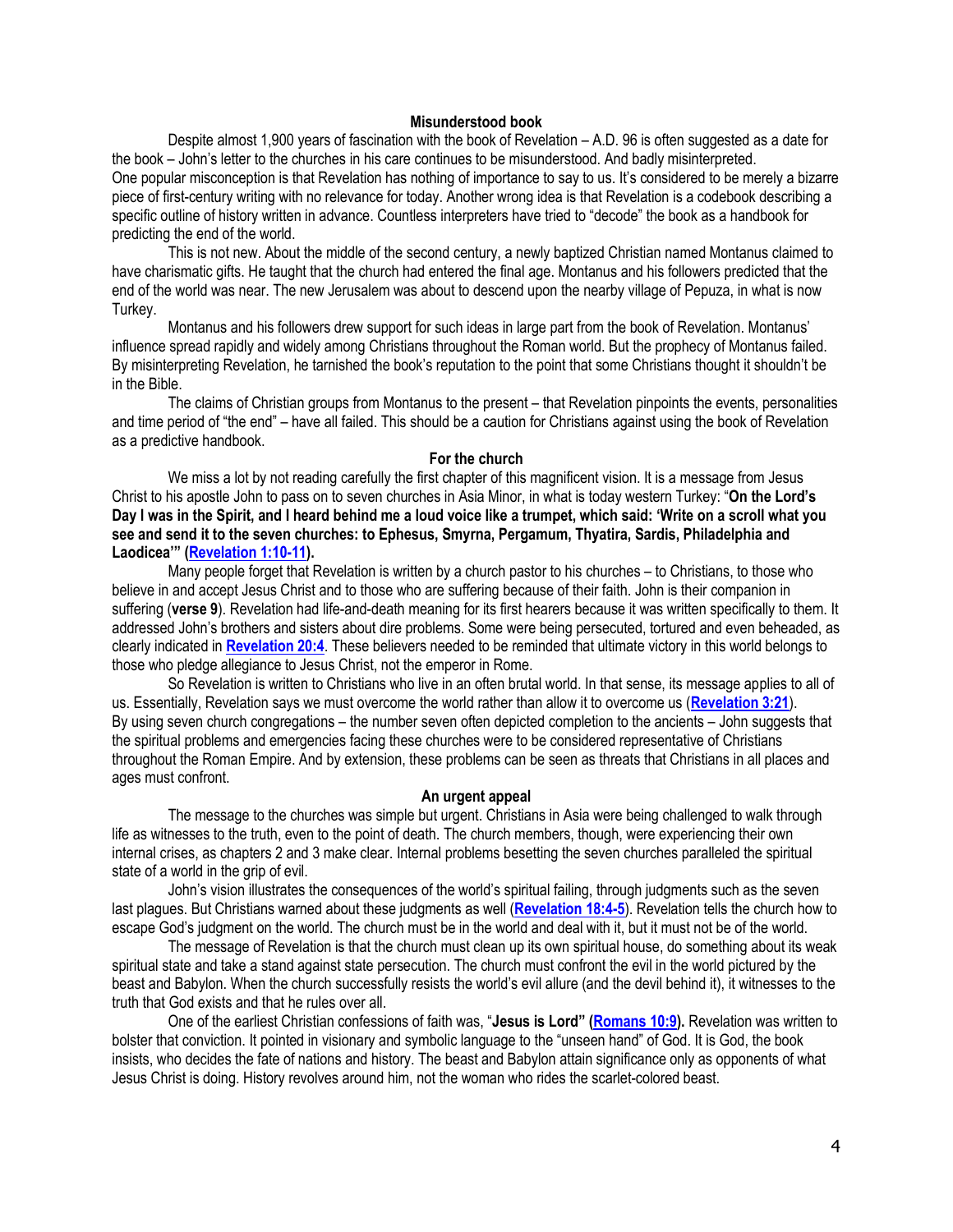### Misunderstood book

Despite almost 1,900 years of fascination with the book of Revelation – A.D. 96 is often suggested as a date for the book – John's letter to the churches in his care continues to be misunderstood. And badly misinterpreted.
One popular misconception is that Revelation has nothing of importance to say to us. It's considered to be merely a bizarre piece of first-century writing with no relevance for today. Another wrong idea is that Revelation is a codebook describing a specific outline of history written in advance. Countless interpreters have tried to "decode" the book as a handbook for predicting the end of the world.

This is not new. About the middle of the second century, a newly baptized Christian named Montanus claimed to have charismatic gifts. He taught that the church had entered the final age. Montanus and his followers predicted that the end of the world was near. The new Jerusalem was about to descend upon the nearby village of Pepuza, in what is now Turkey.

Montanus and his followers drew support for such ideas in large part from the book of Revelation. Montanus' influence spread rapidly and widely among Christians throughout the Roman world. But the prophecy of Montanus failed. By misinterpreting Revelation, he tarnished the book's reputation to the point that some Christians thought it shouldn't be in the Bible.

The claims of Christian groups from Montanus to the present – that Revelation pinpoints the events, personalities and time period of "the end" – have all failed. This should be a caution for Christians against using the book of Revelation as a predictive handbook.

### For the church

We miss a lot by not reading carefully the first chapter of this magnificent vision. It is a message from Jesus Christ to his apostle John to pass on to seven churches in Asia Minor, in what is today western Turkey: "**On the Lord's Day I was in the Spirit, and I heard behind me a loud voice like a trumpet, which said: 'Write on a scroll what you see and send it to the seven churches: to Ephesus, Smyrna, Pergamum, Thyatira, Sardis, Philadelphia and Laodicea'" (Revelation 1:10-11).**

Many people forget that Revelation is written by a church pastor to his churches – to Christians, to those who believe in and accept Jesus Christ and to those who are suffering because of their faith. John is their companion in suffering (**verse 9**). Revelation had life-and-death meaning for its first hearers because it was written specifically to them. It addressed John's brothers and sisters about dire problems. Some were being persecuted, tortured and even beheaded, as clearly indicated in **Revelation 20:4**. These believers needed to be reminded that ultimate victory in this world belongs to those who pledge allegiance to Jesus Christ, not the emperor in Rome.

So Revelation is written to Christians who live in an often brutal world. In that sense, its message applies to all of us. Essentially, Revelation says we must overcome the world rather than allow it to overcome us (**Revelation 3:21**). By using seven church congregations – the number seven often depicted completion to the ancients – John suggests that the spiritual problems and emergencies facing these churches were to be considered representative of Christians throughout the Roman Empire. And by extension, these problems can be seen as threats that Christians in all places and ages must confront.

### An urgent appeal

The message to the churches was simple but urgent. Christians in Asia were being challenged to walk through life as witnesses to the truth, even to the point of death. The church members, though, were experiencing their own internal crises, as chapters 2 and 3 make clear. Internal problems besetting the seven churches paralleled the spiritual state of a world in the grip of evil.

John's vision illustrates the consequences of the world's spiritual failing, through judgments such as the seven last plagues. But Christians warned about these judgments as well (**Revelation 18:4-5**). Revelation tells the church how to escape God's judgment on the world. The church must be in the world and deal with it, but it must not be of the world.

The message of Revelation is that the church must clean up its own spiritual house, do something about its weak spiritual state and take a stand against state persecution. The church must confront the evil in the world pictured by the beast and Babylon. When the church successfully resists the world's evil allure (and the devil behind it), it witnesses to the truth that God exists and that he rules over all.

One of the earliest Christian confessions of faith was, "**Jesus is Lord" (Romans 10:9).** Revelation was written to bolster that conviction. It pointed in visionary and symbolic language to the "unseen hand" of God. It is God, the book insists, who decides the fate of nations and history. The beast and Babylon attain significance only as opponents of what Jesus Christ is doing. History revolves around him, not the woman who rides the scarlet-colored beast.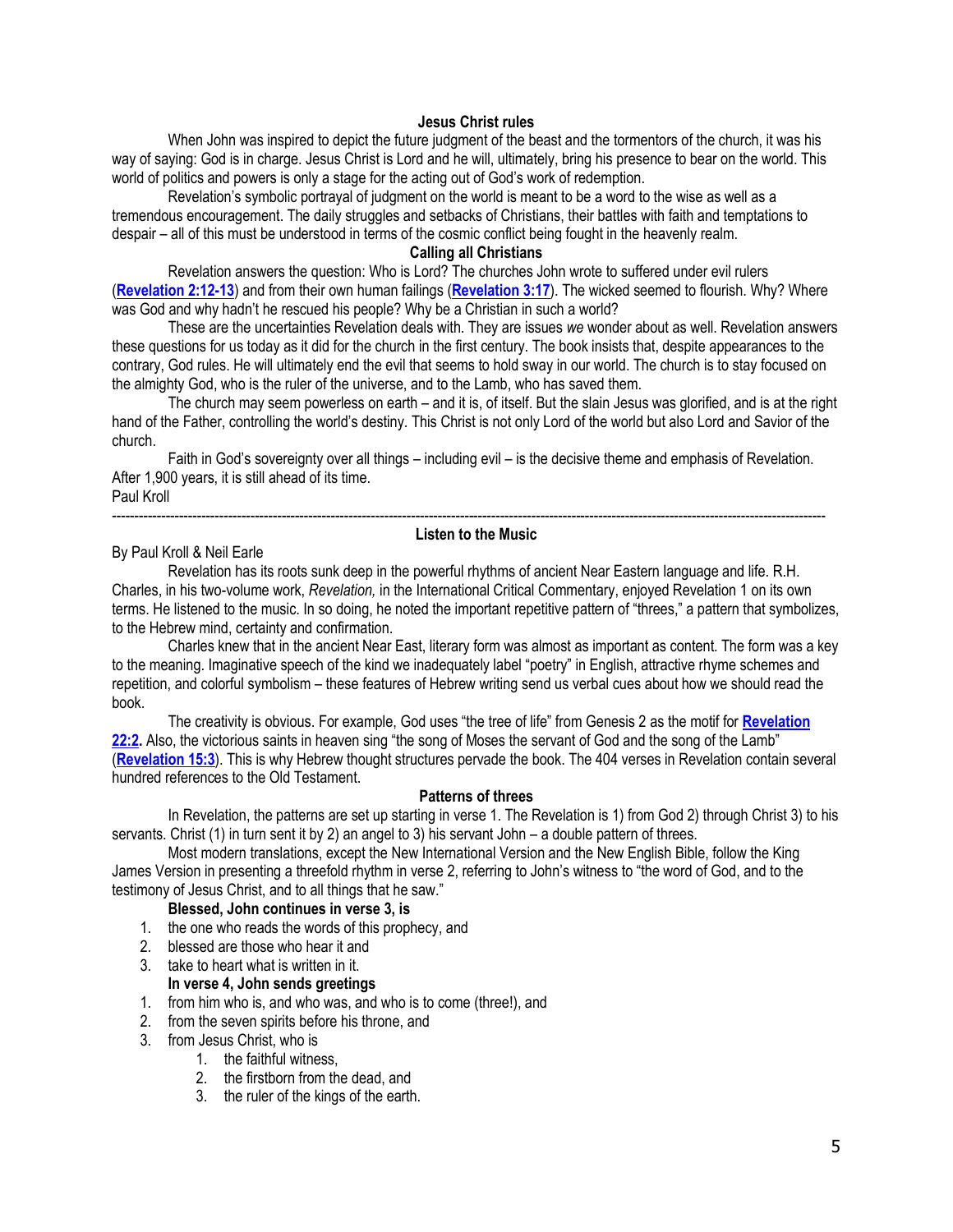### Jesus Christ rules

When John was inspired to depict the future judgment of the beast and the tormentors of the church, it was his way of saying: God is in charge. Jesus Christ is Lord and he will, ultimately, bring his presence to bear on the world. This world of politics and powers is only a stage for the acting out of God's work of redemption.

Revelation's symbolic portrayal of judgment on the world is meant to be a word to the wise as well as a tremendous encouragement. The daily struggles and setbacks of Christians, their battles with faith and temptations to despair – all of this must be understood in terms of the cosmic conflict being fought in the heavenly realm.

### Calling all Christians

Revelation answers the question: Who is Lord? The churches John wrote to suffered under evil rulers (**Revelation 2:12-13**) and from their own human failings (**Revelation 3:17**). The wicked seemed to flourish. Why? Where was God and why hadn't he rescued his people? Why be a Christian in such a world?

These are the uncertainties Revelation deals with. They are issues *we* wonder about as well. Revelation answers these questions for us today as it did for the church in the first century. The book insists that, despite appearances to the contrary, God rules. He will ultimately end the evil that seems to hold sway in our world. The church is to stay focused on the almighty God, who is the ruler of the universe, and to the Lamb, who has saved them.

The church may seem powerless on earth – and it is, of itself. But the slain Jesus was glorified, and is at the right hand of the Father, controlling the world's destiny. This Christ is not only Lord of the world but also Lord and Savior of the church.

Faith in God's sovereignty over all things – including evil – is the decisive theme and emphasis of Revelation. After 1,900 years, it is still ahead of its time.

Paul Kroll

---

## Listen to the Music

By Paul Kroll & Neil Earle

Revelation has its roots sunk deep in the powerful rhythms of ancient Near Eastern language and life. R.H. Charles, in his two-volume work, *Revelation,* in the International Critical Commentary, enjoyed Revelation 1 on its own terms. He listened to the music. In so doing, he noted the important repetitive pattern of "threes," a pattern that symbolizes, to the Hebrew mind, certainty and confirmation.

Charles knew that in the ancient Near East, literary form was almost as important as content. The form was a key to the meaning. Imaginative speech of the kind we inadequately label "poetry" in English, attractive rhyme schemes and repetition, and colorful symbolism – these features of Hebrew writing send us verbal cues about how we should read the book.

The creativity is obvious. For example, God uses "the tree of life" from Genesis 2 as the motif for **Revelation 22:2.** Also, the victorious saints in heaven sing "the song of Moses the servant of God and the song of the Lamb" (**Revelation 15:3**). This is why Hebrew thought structures pervade the book. The 404 verses in Revelation contain several hundred references to the Old Testament.

### Patterns of threes

In Revelation, the patterns are set up starting in verse 1. The Revelation is 1) from God 2) through Christ 3) to his servants. Christ (1) in turn sent it by 2) an angel to 3) his servant John – a double pattern of threes.

Most modern translations, except the New International Version and the New English Bible, follow the King James Version in presenting a threefold rhythm in verse 2, referring to John's witness to "the word of God, and to the testimony of Jesus Christ, and to all things that he saw."

**Blessed, John continues in verse 3, is**

1. the one who reads the words of this prophecy, and
2. blessed are those who hear it and
3. take to heart what is written in it.

**In verse 4, John sends greetings**

1. from him who is, and who was, and who is to come (three!), and
2. from the seven spirits before his throne, and
3. from Jesus Christ, who is
    1. the faithful witness,
    2. the firstborn from the dead, and
    3. the ruler of the kings of the earth.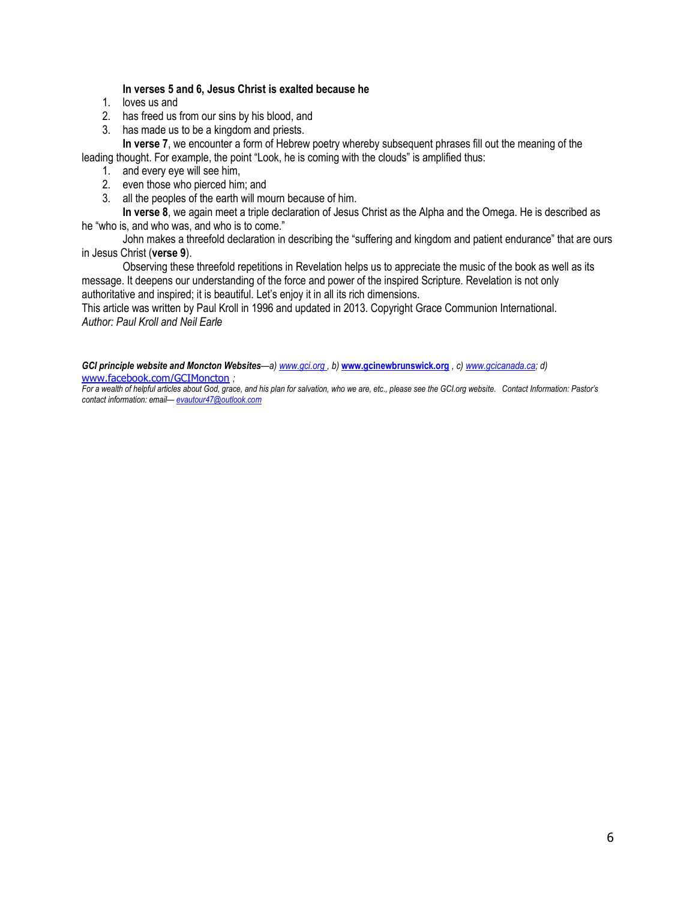**In verses 5 and 6, Jesus Christ is exalted because he**

1. loves us and
2. has freed us from our sins by his blood, and
3. has made us to be a kingdom and priests.

**In verse 7**, we encounter a form of Hebrew poetry whereby subsequent phrases fill out the meaning of the leading thought. For example, the point "Look, he is coming with the clouds" is amplified thus:

1. and every eye will see him,
2. even those who pierced him; and
3. all the peoples of the earth will mourn because of him.

**In verse 8**, we again meet a triple declaration of Jesus Christ as the Alpha and the Omega. He is described as he "who is, and who was, and who is to come."

John makes a threefold declaration in describing the "suffering and kingdom and patient endurance" that are ours in Jesus Christ (**verse 9**).

Observing these threefold repetitions in Revelation helps us to appreciate the music of the book as well as its message. It deepens our understanding of the force and power of the inspired Scripture. Revelation is not only authoritative and inspired; it is beautiful. Let's enjoy it in all its rich dimensions.

This article was written by Paul Kroll in 1996 and updated in 2013. Copyright Grace Communion International.

*Author: Paul Kroll and Neil Earle*

***GCI principle website and Moncton Websites****—a) www.gci.org , b)* **www.gcinewbrunswick.org** *, c) www.gcicanada.ca; d)* www.facebook.com/GCIMoncton *;*

*For a wealth of helpful articles about God, grace, and his plan for salvation, who we are, etc., please see the GCI.org website. Contact Information: Pastor's contact information: email— evautour47@outlook.com*